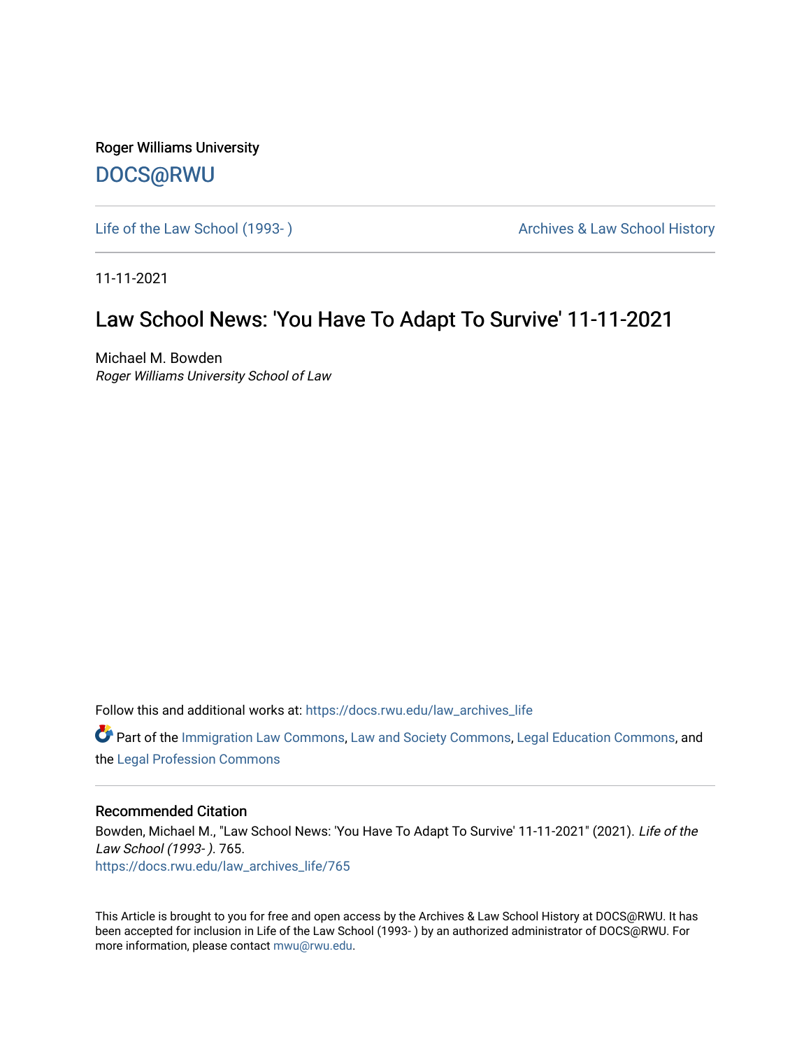Roger Williams University

DOCS@RWU

Life of the Law School (1993- )

Archives & Law School History

11-11-2021

# Law School News: 'You Have To Adapt To Survive' 11-11-2021

Michael M. Bowden

*Roger Williams University School of Law*

Follow this and additional works at: https://docs.rwu.edu/law_archives_life

Part of the Immigration Law Commons, Law and Society Commons, Legal Education Commons, and the Legal Profession Commons

## Recommended Citation

Bowden, Michael M., "Law School News: 'You Have To Adapt To Survive' 11-11-2021" (2021). *Life of the Law School (1993- )*. 765.
https://docs.rwu.edu/law_archives_life/765

This Article is brought to you for free and open access by the Archives & Law School History at DOCS@RWU. It has been accepted for inclusion in Life of the Law School (1993- ) by an authorized administrator of DOCS@RWU. For more information, please contact mwu@rwu.edu.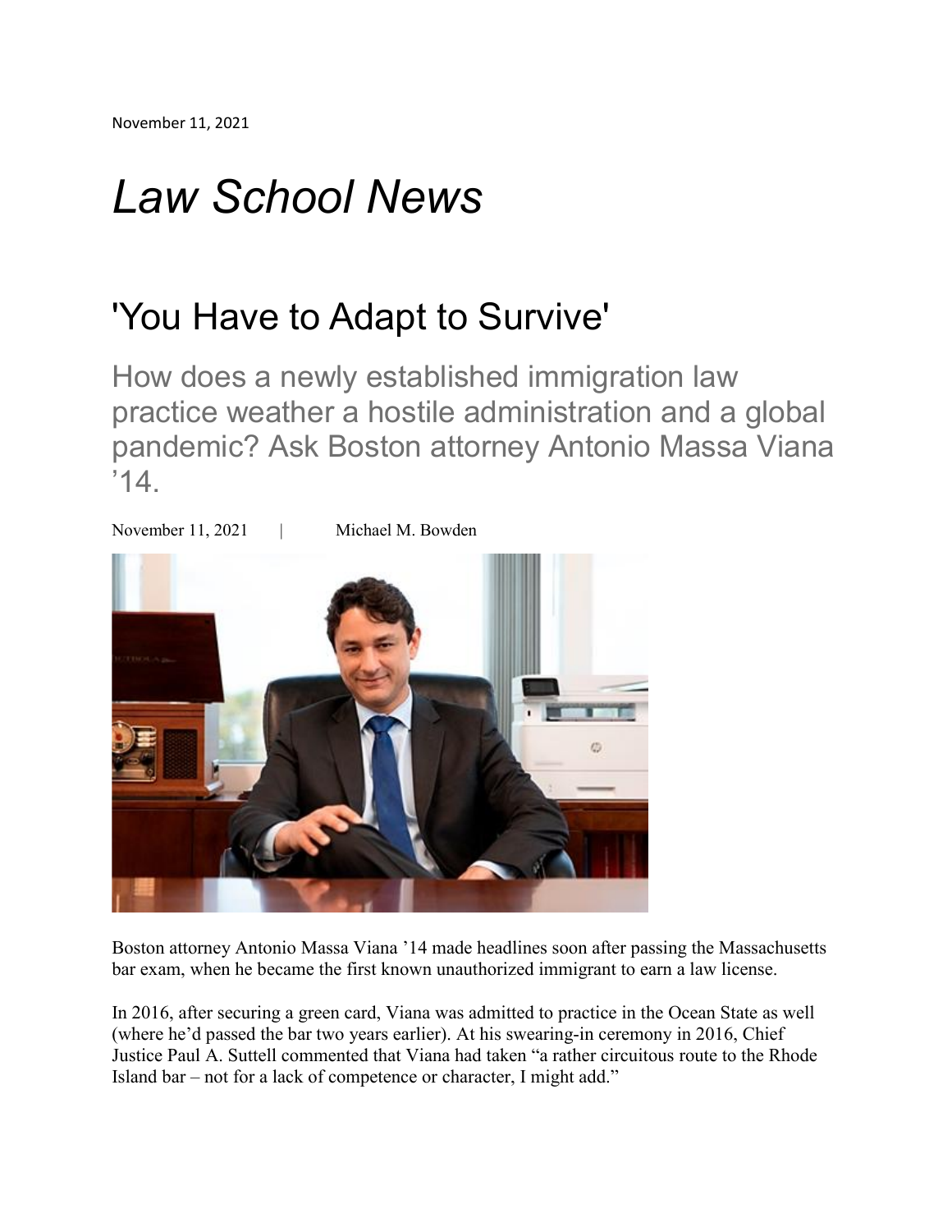November 11, 2021

# *Law School News*

## 'You Have to Adapt to Survive'

### How does a newly established immigration law practice weather a hostile administration and a global pandemic? Ask Boston attorney Antonio Massa Viana '14.

November 11, 2021 | Michael M. Bowden

Boston attorney Antonio Massa Viana '14 made headlines soon after passing the Massachusetts bar exam, when he became the first known unauthorized immigrant to earn a law license.

In 2016, after securing a green card, Viana was admitted to practice in the Ocean State as well (where he'd passed the bar two years earlier). At his swearing-in ceremony in 2016, Chief Justice Paul A. Suttell commented that Viana had taken "a rather circuitous route to the Rhode Island bar – not for a lack of competence or character, I might add."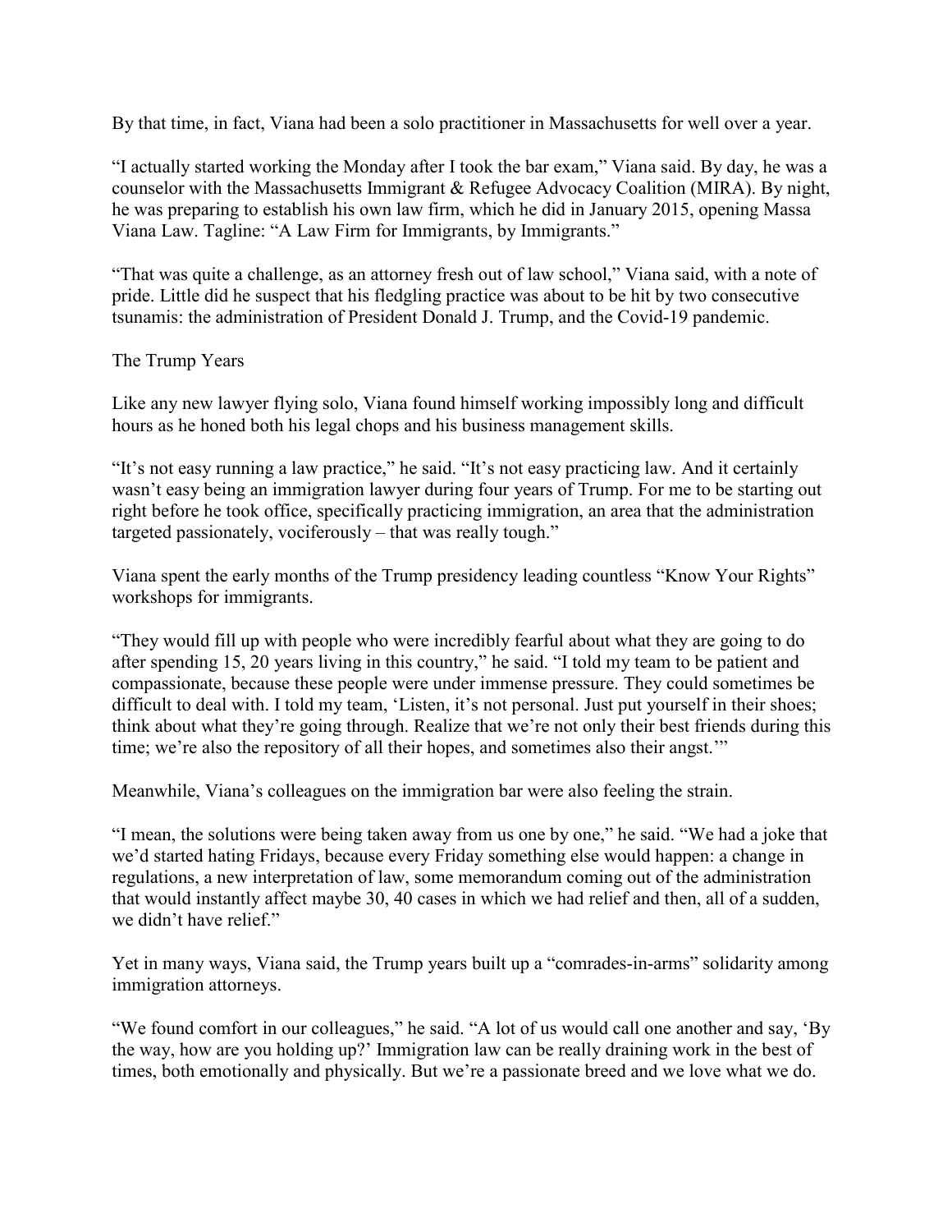By that time, in fact, Viana had been a solo practitioner in Massachusetts for well over a year.

"I actually started working the Monday after I took the bar exam," Viana said. By day, he was a counselor with the Massachusetts Immigrant & Refugee Advocacy Coalition (MIRA). By night, he was preparing to establish his own law firm, which he did in January 2015, opening Massa Viana Law. Tagline: "A Law Firm for Immigrants, by Immigrants."

"That was quite a challenge, as an attorney fresh out of law school," Viana said, with a note of pride. Little did he suspect that his fledgling practice was about to be hit by two consecutive tsunamis: the administration of President Donald J. Trump, and the Covid-19 pandemic.

## The Trump Years

Like any new lawyer flying solo, Viana found himself working impossibly long and difficult hours as he honed both his legal chops and his business management skills.

"It's not easy running a law practice," he said. "It's not easy practicing law. And it certainly wasn't easy being an immigration lawyer during four years of Trump. For me to be starting out right before he took office, specifically practicing immigration, an area that the administration targeted passionately, vociferously – that was really tough."

Viana spent the early months of the Trump presidency leading countless "Know Your Rights" workshops for immigrants.

"They would fill up with people who were incredibly fearful about what they are going to do after spending 15, 20 years living in this country," he said. "I told my team to be patient and compassionate, because these people were under immense pressure. They could sometimes be difficult to deal with. I told my team, 'Listen, it's not personal. Just put yourself in their shoes; think about what they're going through. Realize that we're not only their best friends during this time; we're also the repository of all their hopes, and sometimes also their angst.'"

Meanwhile, Viana's colleagues on the immigration bar were also feeling the strain.

"I mean, the solutions were being taken away from us one by one," he said. "We had a joke that we'd started hating Fridays, because every Friday something else would happen: a change in regulations, a new interpretation of law, some memorandum coming out of the administration that would instantly affect maybe 30, 40 cases in which we had relief and then, all of a sudden, we didn't have relief."

Yet in many ways, Viana said, the Trump years built up a "comrades-in-arms" solidarity among immigration attorneys.

"We found comfort in our colleagues," he said. "A lot of us would call one another and say, 'By the way, how are you holding up?' Immigration law can be really draining work in the best of times, both emotionally and physically. But we're a passionate breed and we love what we do.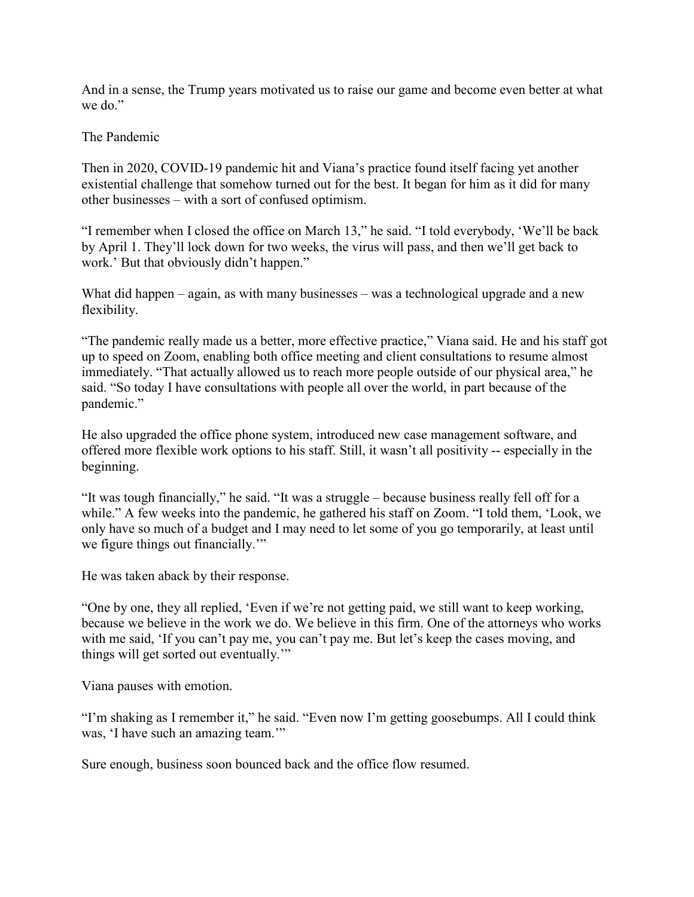And in a sense, the Trump years motivated us to raise our game and become even better at what we do."

## The Pandemic

Then in 2020, COVID-19 pandemic hit and Viana's practice found itself facing yet another existential challenge that somehow turned out for the best. It began for him as it did for many other businesses – with a sort of confused optimism.

"I remember when I closed the office on March 13," he said. "I told everybody, 'We'll be back by April 1. They'll lock down for two weeks, the virus will pass, and then we'll get back to work.' But that obviously didn't happen."

What did happen – again, as with many businesses – was a technological upgrade and a new flexibility.

"The pandemic really made us a better, more effective practice," Viana said. He and his staff got up to speed on Zoom, enabling both office meeting and client consultations to resume almost immediately. "That actually allowed us to reach more people outside of our physical area," he said. "So today I have consultations with people all over the world, in part because of the pandemic."

He also upgraded the office phone system, introduced new case management software, and offered more flexible work options to his staff. Still, it wasn't all positivity -- especially in the beginning.

"It was tough financially," he said. "It was a struggle – because business really fell off for a while." A few weeks into the pandemic, he gathered his staff on Zoom. "I told them, 'Look, we only have so much of a budget and I may need to let some of you go temporarily, at least until we figure things out financially.'"

He was taken aback by their response.

"One by one, they all replied, 'Even if we're not getting paid, we still want to keep working, because we believe in the work we do. We believe in this firm. One of the attorneys who works with me said, 'If you can't pay me, you can't pay me. But let's keep the cases moving, and things will get sorted out eventually.'"

Viana pauses with emotion.

"I'm shaking as I remember it," he said. "Even now I'm getting goosebumps. All I could think was, 'I have such an amazing team.'"

Sure enough, business soon bounced back and the office flow resumed.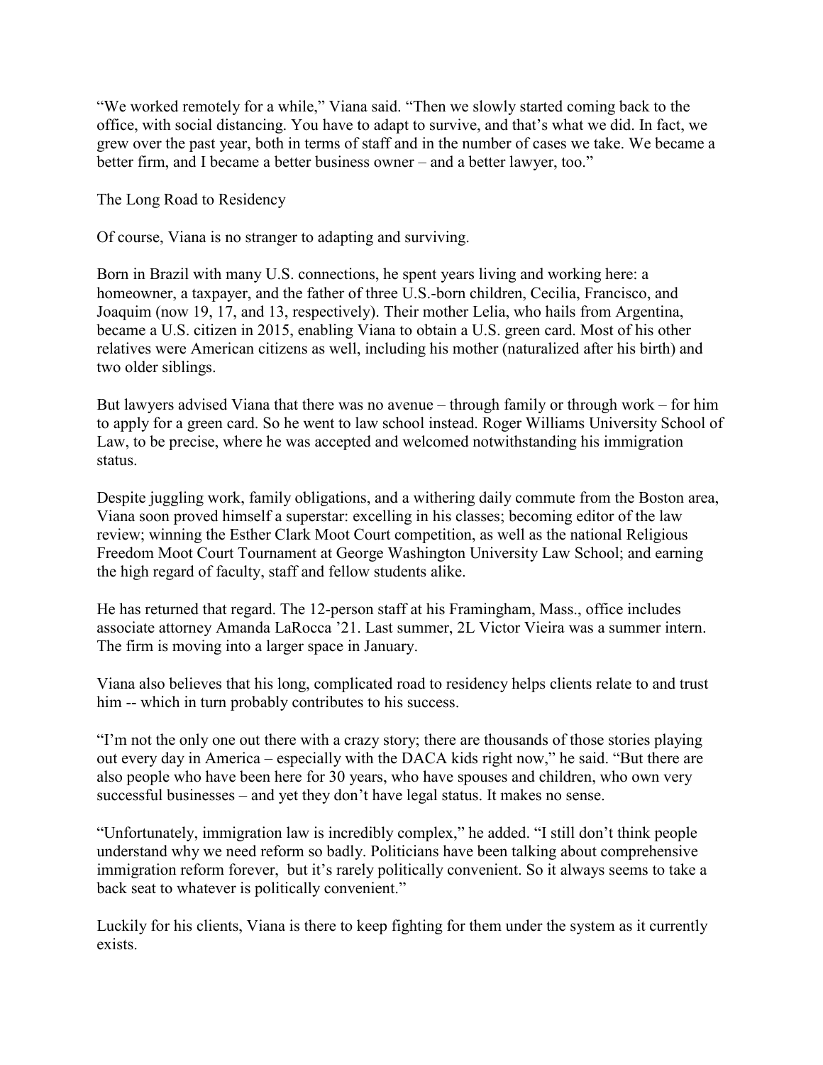"We worked remotely for a while," Viana said. "Then we slowly started coming back to the office, with social distancing. You have to adapt to survive, and that's what we did. In fact, we grew over the past year, both in terms of staff and in the number of cases we take. We became a better firm, and I became a better business owner – and a better lawyer, too."

## The Long Road to Residency

Of course, Viana is no stranger to adapting and surviving.

Born in Brazil with many U.S. connections, he spent years living and working here: a homeowner, a taxpayer, and the father of three U.S.-born children, Cecilia, Francisco, and Joaquim (now 19, 17, and 13, respectively). Their mother Lelia, who hails from Argentina, became a U.S. citizen in 2015, enabling Viana to obtain a U.S. green card. Most of his other relatives were American citizens as well, including his mother (naturalized after his birth) and two older siblings.

But lawyers advised Viana that there was no avenue – through family or through work – for him to apply for a green card. So he went to law school instead. Roger Williams University School of Law, to be precise, where he was accepted and welcomed notwithstanding his immigration status.

Despite juggling work, family obligations, and a withering daily commute from the Boston area, Viana soon proved himself a superstar: excelling in his classes; becoming editor of the law review; winning the Esther Clark Moot Court competition, as well as the national Religious Freedom Moot Court Tournament at George Washington University Law School; and earning the high regard of faculty, staff and fellow students alike.

He has returned that regard. The 12-person staff at his Framingham, Mass., office includes associate attorney Amanda LaRocca '21. Last summer, 2L Victor Vieira was a summer intern. The firm is moving into a larger space in January.

Viana also believes that his long, complicated road to residency helps clients relate to and trust him -- which in turn probably contributes to his success.

"I'm not the only one out there with a crazy story; there are thousands of those stories playing out every day in America – especially with the DACA kids right now," he said. "But there are also people who have been here for 30 years, who have spouses and children, who own very successful businesses – and yet they don't have legal status. It makes no sense.

"Unfortunately, immigration law is incredibly complex," he added. "I still don't think people understand why we need reform so badly. Politicians have been talking about comprehensive immigration reform forever, but it's rarely politically convenient. So it always seems to take a back seat to whatever is politically convenient."

Luckily for his clients, Viana is there to keep fighting for them under the system as it currently exists.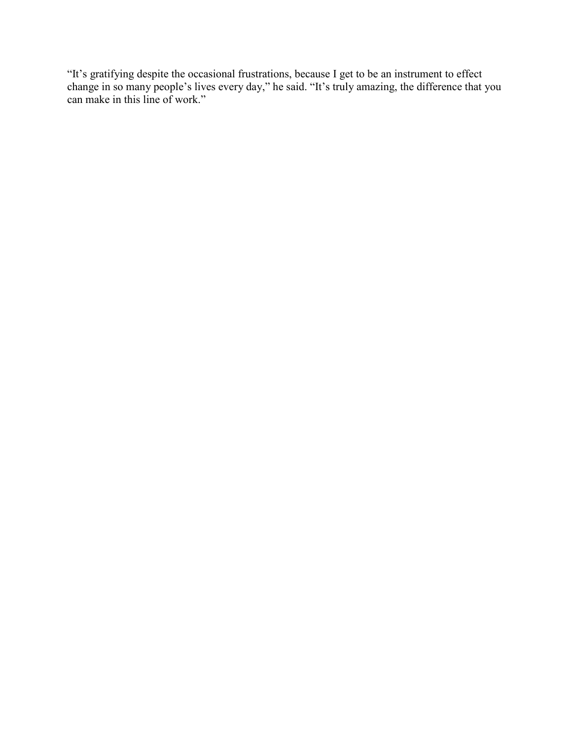"It's gratifying despite the occasional frustrations, because I get to be an instrument to effect change in so many people's lives every day," he said. "It's truly amazing, the difference that you can make in this line of work."